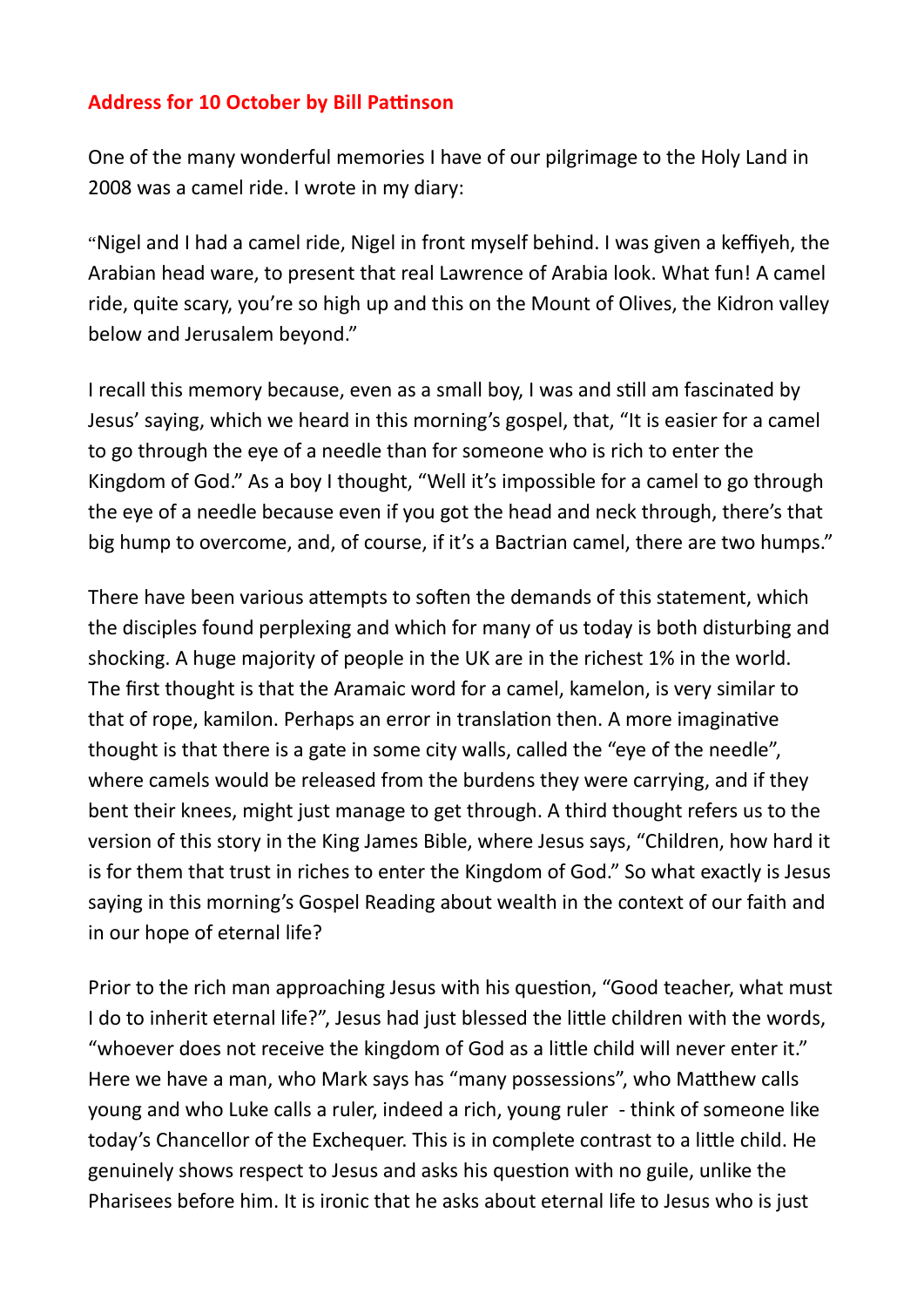**Address for 10 October by Bill Pattinson**

One of the many wonderful memories I have of our pilgrimage to the Holy Land in 2008 was a camel ride. I wrote in my diary:

"Nigel and I had a camel ride, Nigel in front myself behind. I was given a keffiyeh, the Arabian head ware, to present that real Lawrence of Arabia look. What fun! A camel ride, quite scary, you're so high up and this on the Mount of Olives, the Kidron valley below and Jerusalem beyond."

I recall this memory because, even as a small boy, I was and still am fascinated by Jesus' saying, which we heard in this morning's gospel, that, "It is easier for a camel to go through the eye of a needle than for someone who is rich to enter the Kingdom of God." As a boy I thought, "Well it's impossible for a camel to go through the eye of a needle because even if you got the head and neck through, there's that big hump to overcome, and, of course, if it's a Bactrian camel, there are two humps."

There have been various attempts to soften the demands of this statement, which the disciples found perplexing and which for many of us today is both disturbing and shocking. A huge majority of people in the UK are in the richest 1% in the world. The first thought is that the Aramaic word for a camel, kamelon, is very similar to that of rope, kamilon. Perhaps an error in translation then. A more imaginative thought is that there is a gate in some city walls, called the "eye of the needle", where camels would be released from the burdens they were carrying, and if they bent their knees, might just manage to get through. A third thought refers us to the version of this story in the King James Bible, where Jesus says, "Children, how hard it is for them that trust in riches to enter the Kingdom of God." So what exactly is Jesus saying in this morning's Gospel Reading about wealth in the context of our faith and in our hope of eternal life?

Prior to the rich man approaching Jesus with his question, "Good teacher, what must I do to inherit eternal life?", Jesus had just blessed the little children with the words, "whoever does not receive the kingdom of God as a little child will never enter it." Here we have a man, who Mark says has "many possessions", who Matthew calls young and who Luke calls a ruler, indeed a rich, young ruler - think of someone like today's Chancellor of the Exchequer. This is in complete contrast to a little child. He genuinely shows respect to Jesus and asks his question with no guile, unlike the Pharisees before him. It is ironic that he asks about eternal life to Jesus who is just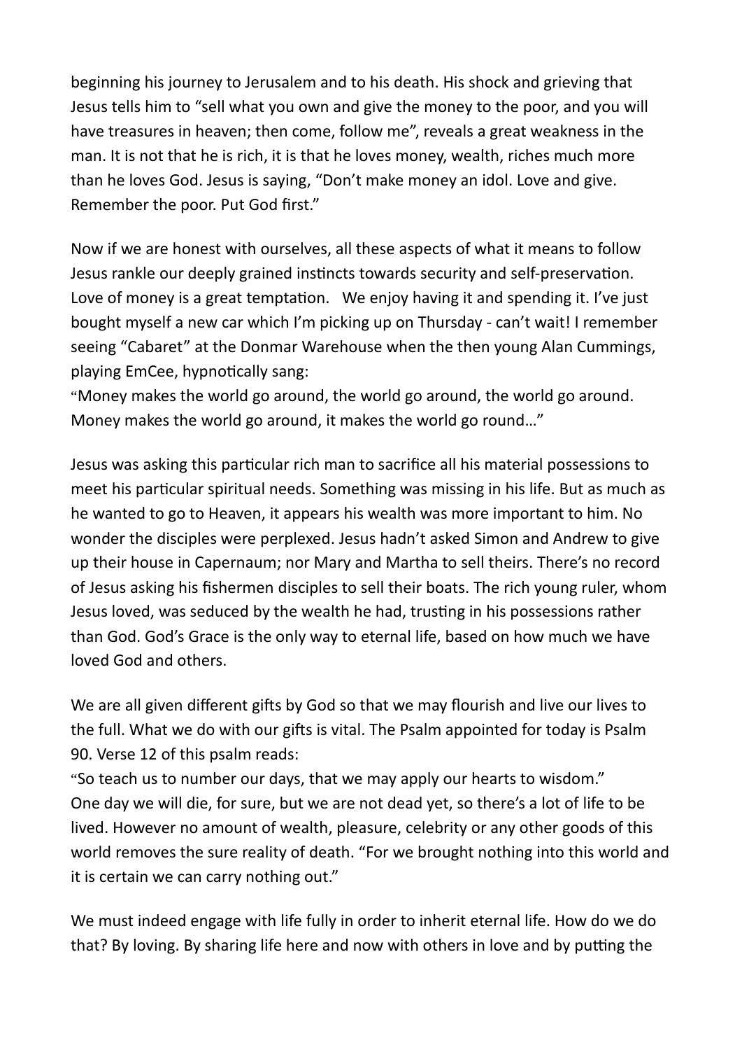beginning his journey to Jerusalem and to his death. His shock and grieving that Jesus tells him to "sell what you own and give the money to the poor, and you will have treasures in heaven; then come, follow me", reveals a great weakness in the man. It is not that he is rich, it is that he loves money, wealth, riches much more than he loves God. Jesus is saying, "Don't make money an idol. Love and give. Remember the poor. Put God first."

Now if we are honest with ourselves, all these aspects of what it means to follow Jesus rankle our deeply grained instincts towards security and self-preservation. Love of money is a great temptation.  We enjoy having it and spending it. I've just bought myself a new car which I'm picking up on Thursday - can't wait! I remember seeing "Cabaret" at the Donmar Warehouse when the then young Alan Cummings, playing EmCee, hypnotically sang:
"Money makes the world go around, the world go around, the world go around. Money makes the world go around, it makes the world go round…"

Jesus was asking this particular rich man to sacrifice all his material possessions to meet his particular spiritual needs. Something was missing in his life. But as much as he wanted to go to Heaven, it appears his wealth was more important to him. No wonder the disciples were perplexed. Jesus hadn't asked Simon and Andrew to give up their house in Capernaum; nor Mary and Martha to sell theirs. There's no record of Jesus asking his fishermen disciples to sell their boats. The rich young ruler, whom Jesus loved, was seduced by the wealth he had, trusting in his possessions rather than God. God's Grace is the only way to eternal life, based on how much we have loved God and others.

We are all given different gifts by God so that we may flourish and live our lives to the full. What we do with our gifts is vital. The Psalm appointed for today is Psalm 90. Verse 12 of this psalm reads:
"So teach us to number our days, that we may apply our hearts to wisdom."
One day we will die, for sure, but we are not dead yet, so there's a lot of life to be lived. However no amount of wealth, pleasure, celebrity or any other goods of this world removes the sure reality of death. "For we brought nothing into this world and it is certain we can carry nothing out."

We must indeed engage with life fully in order to inherit eternal life. How do we do that? By loving. By sharing life here and now with others in love and by putting the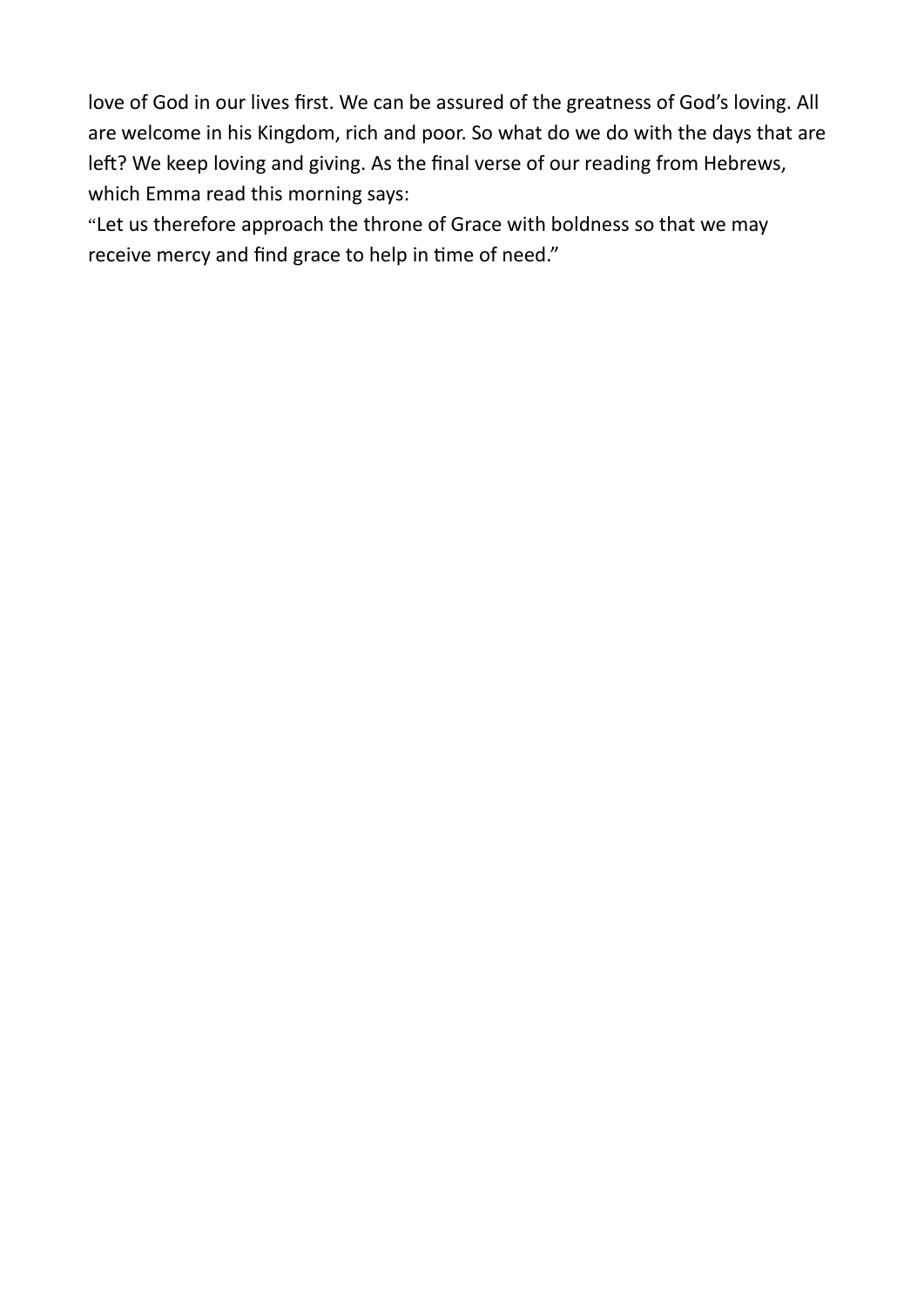love of God in our lives first. We can be assured of the greatness of God's loving. All are welcome in his Kingdom, rich and poor. So what do we do with the days that are left? We keep loving and giving. As the final verse of our reading from Hebrews, which Emma read this morning says:

"Let us therefore approach the throne of Grace with boldness so that we may receive mercy and find grace to help in time of need."